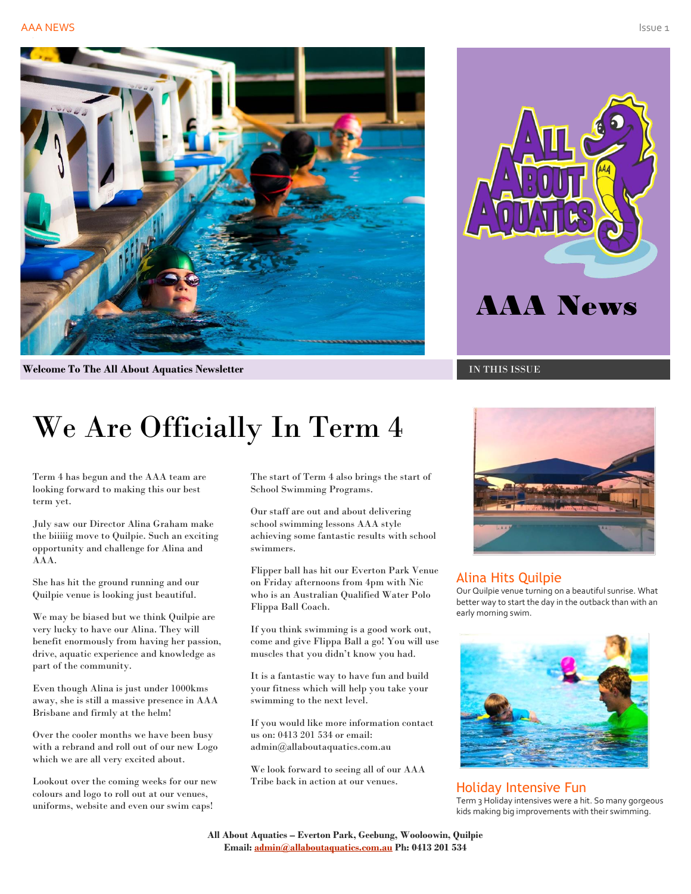AAA News

Welcome To The All About Aquatics Newsletter

IN THIS ISSUE

# We Are Officially In Term 4

Term 4 has begun and the AAA team are looking forward to making this our best term yet.

July saw our Director Alina Graham make the biiiiig move to Quilpie. Such an exciting opportunity and challenge for Alina and AAA.

She has hit the ground running and our Quilpie venue is looking just beautiful.

We may be biased but we think Quilpie are very lucky to have our Alina. They will benefit enormously from having her passion, drive, aquatic experience and knowledge as part of the community.

Even though Alina is just under 1000kms away, she is still a massive presence in AAA Brisbane and firmly at the helm!

Over the cooler months we have been busy with a rebrand and roll out of our new Logo which we are all very excited about.

Lookout over the coming weeks for our new colours and logo to roll out at our venues, uniforms, website and even our swim caps!

The start of Term 4 also brings the start of School Swimming Programs.

Our staff are out and about delivering school swimming lessons AAA style achieving some fantastic results with school swimmers.

Flipper ball has hit our Everton Park Venue on Friday afternoons from 4pm with Nic who is an Australian Qualified Water Polo Flippa Ball Coach.

If you think swimming is a good work out, come and give Flippa Ball a go! You will use muscles that you didn't know you had.

It is a fantastic way to have fun and build your fitness which will help you take your swimming to the next level.

If you would like more information contact us on: 0413 201 534 or email: admin@allaboutaquatics.com.au

We look forward to seeing all of our AAA Tribe back in action at our venues.

## Alina Hits Quilpie

Our Quilpie venue turning on a beautiful sunrise. What better way to start the day in the outback than with an early morning swim.

## Holiday Intensive Fun

Term 3 Holiday intensives were a hit. So many gorgeous kids making big improvements with their swimming.

**All About Aquatics – Everton Park, Geebung, Wooloowin, Quilpie**
**Email: admin@allaboutaquatics.com.au Ph: 0413 201 534**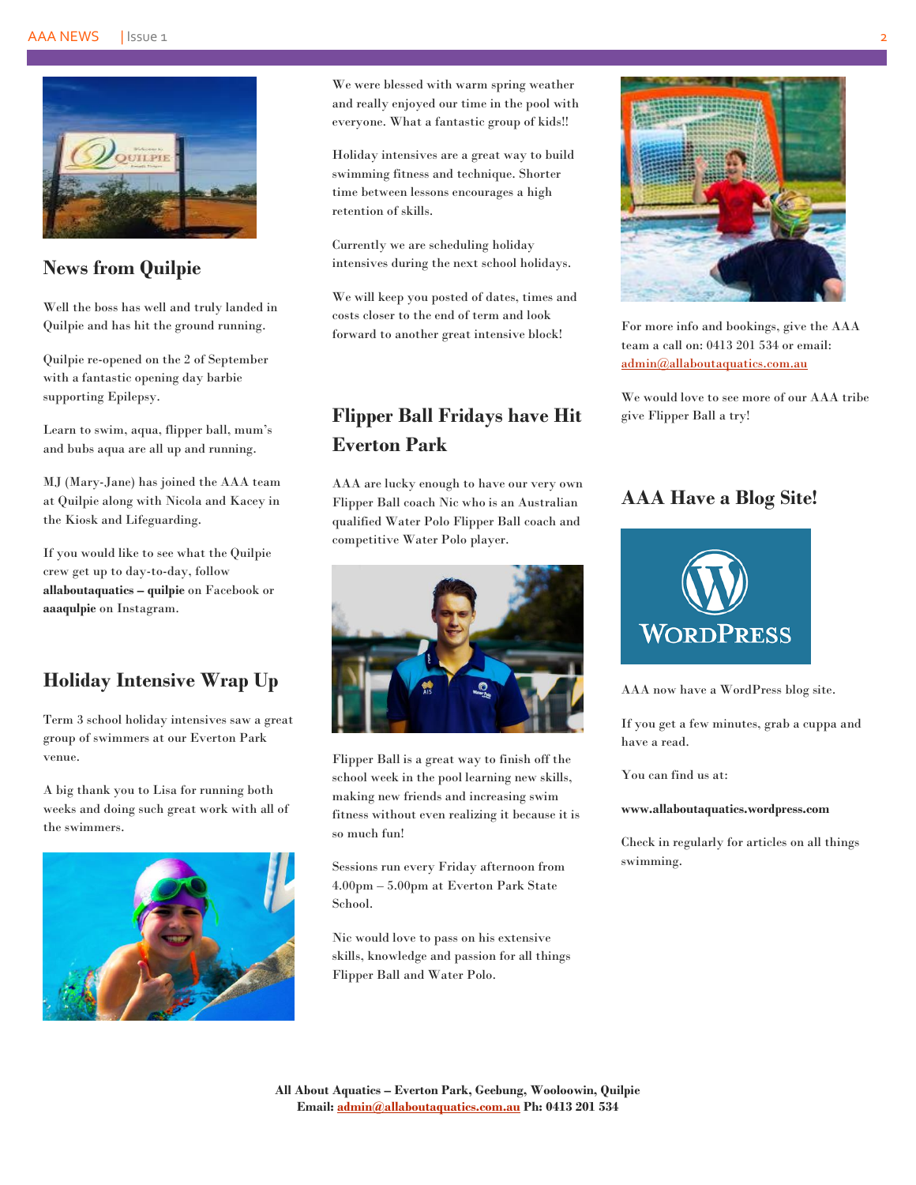## News from Quilpie

Well the boss has well and truly landed in Quilpie and has hit the ground running.

Quilpie re-opened on the 2 of September with a fantastic opening day barbie supporting Epilepsy.

Learn to swim, aqua, flipper ball, mum's and bubs aqua are all up and running.

MJ (Mary-Jane) has joined the AAA team at Quilpie along with Nicola and Kacey in the Kiosk and Lifeguarding.

If you would like to see what the Quilpie crew get up to day-to-day, follow **allaboutaquatics – quilpie** on Facebook or **aaaqulpie** on Instagram.

## Holiday Intensive Wrap Up

Term 3 school holiday intensives saw a great group of swimmers at our Everton Park venue.

A big thank you to Lisa for running both weeks and doing such great work with all of the swimmers.

We were blessed with warm spring weather and really enjoyed our time in the pool with everyone. What a fantastic group of kids!!

Holiday intensives are a great way to build swimming fitness and technique. Shorter time between lessons encourages a high retention of skills.

Currently we are scheduling holiday intensives during the next school holidays.

We will keep you posted of dates, times and costs closer to the end of term and look forward to another great intensive block!

## Flipper Ball Fridays have Hit Everton Park

AAA are lucky enough to have our very own Flipper Ball coach Nic who is an Australian qualified Water Polo Flipper Ball coach and competitive Water Polo player.

Flipper Ball is a great way to finish off the school week in the pool learning new skills, making new friends and increasing swim fitness without even realizing it because it is so much fun!

Sessions run every Friday afternoon from 4.00pm – 5.00pm at Everton Park State School.

Nic would love to pass on his extensive skills, knowledge and passion for all things Flipper Ball and Water Polo.

For more info and bookings, give the AAA team a call on: 0413 201 534 or email: admin@allaboutaquatics.com.au

We would love to see more of our AAA tribe give Flipper Ball a try!

## AAA Have a Blog Site!

AAA now have a WordPress blog site.

If you get a few minutes, grab a cuppa and have a read.

You can find us at:

**www.allaboutaquatics.wordpress.com**

Check in regularly for articles on all things swimming.

**All About Aquatics – Everton Park, Geebung, Wooloowin, Quilpie**
**Email: admin@allaboutaquatics.com.au Ph: 0413 201 534**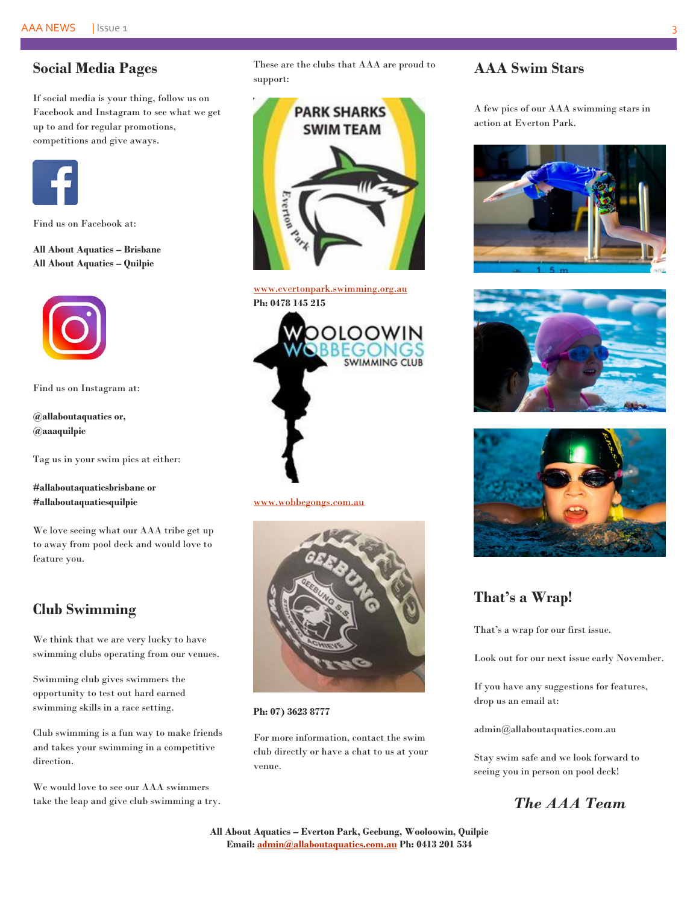## Social Media Pages

If social media is your thing, follow us on Facebook and Instagram to see what we get up to and for regular promotions, competitions and give aways.

Find us on Facebook at:

**All About Aquatics – Brisbane**
**All About Aquatics – Quilpie**

Find us on Instagram at:

**@allaboutaquatics or,**
**@aaaquilpie**

Tag us in your swim pics at either:

**#allaboutaquaticsbrisbane or**
**#allaboutaquaticsquilpie**

We love seeing what our AAA tribe get up to away from pool deck and would love to feature you.

## Club Swimming

We think that we are very lucky to have swimming clubs operating from our venues.

Swimming club gives swimmers the opportunity to test out hard earned swimming skills in a race setting.

Club swimming is a fun way to make friends and takes your swimming in a competitive direction.

We would love to see our AAA swimmers take the leap and give club swimming a try.

These are the clubs that AAA are proud to support:

www.evertonpark.swimming.org.au
**Ph: 0478 145 215**

www.wobbegongs.com.au

**Ph: 07) 3623 8777**

For more information, contact the swim club directly or have a chat to us at your venue.

## AAA Swim Stars

A few pics of our AAA swimming stars in action at Everton Park.

## That's a Wrap!

That's a wrap for our first issue.

Look out for our next issue early November.

If you have any suggestions for features, drop us an email at:

admin@allaboutaquatics.com.au

Stay swim safe and we look forward to seeing you in person on pool deck!

***The AAA Team***

**All About Aquatics – Everton Park, Geebung, Wooloowin, Quilpie**
**Email: admin@allaboutaquatics.com.au Ph: 0413 201 534**